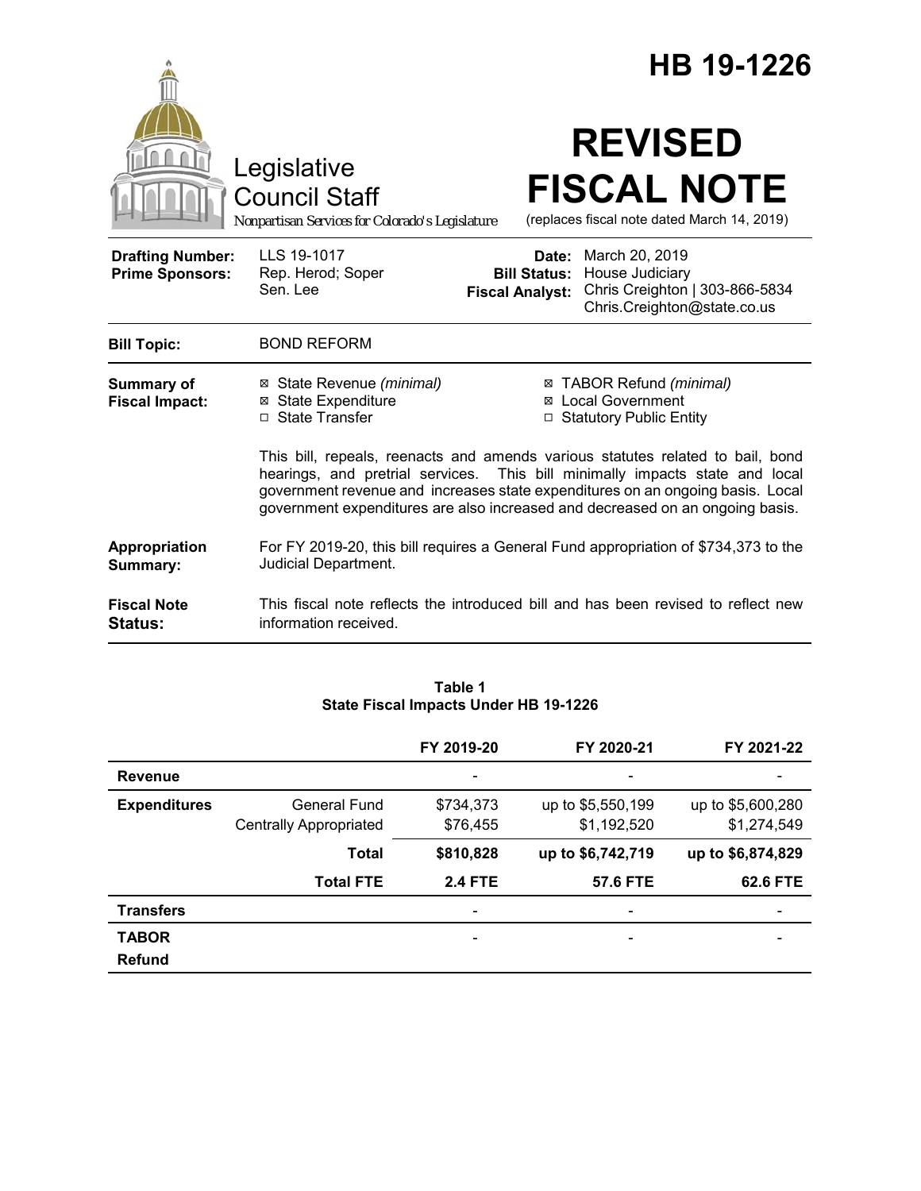# HB 19-1226

Legislative Council Staff

*Nonpartisan Services for Colorado's Legislature*

# REVISED FISCAL NOTE

(replaces fiscal note dated March 14, 2019)

| | | | |
|---|---|---|---|
| **Drafting Number:** | LLS 19-1017 | **Date:** | March 20, 2019 |
| **Prime Sponsors:** | Rep. Herod; Soper<br>Sen. Lee | **Bill Status:** | House Judiciary |
| | | **Fiscal Analyst:** | Chris Creighton \| 303-866-5834<br>Chris.Creighton@state.co.us |

**Bill Topic:** BOND REFORM

**Summary of Fiscal Impact:**

- ☒ State Revenue *(minimal)*
- ☒ State Expenditure
- ☐ State Transfer
- ☒ TABOR Refund *(minimal)*
- ☒ Local Government
- ☐ Statutory Public Entity

This bill, repeals, reenacts and amends various statutes related to bail, bond hearings, and pretrial services. This bill minimally impacts state and local government revenue and increases state expenditures on an ongoing basis. Local government expenditures are also increased and decreased on an ongoing basis.

**Appropriation Summary:** For FY 2019-20, this bill requires a General Fund appropriation of $734,373 to the Judicial Department.

**Fiscal Note Status:** This fiscal note reflects the introduced bill and has been revised to reflect new information received.

**Table 1**
**State Fiscal Impacts Under HB 19-1226**

| | | FY 2019-20 | FY 2020-21 | FY 2021-22 |
|---|---|---|---|---|
| **Revenue** | | - | - | - |
| **Expenditures** | General Fund | $734,373 | up to $5,550,199 | up to $5,600,280 |
| | Centrally Appropriated | $76,455 | $1,192,520 | $1,274,549 |
| | **Total** | **$810,828** | **up to $6,742,719** | **up to $6,874,829** |
| | **Total FTE** | **2.4 FTE** | **57.6 FTE** | **62.6 FTE** |
| **Transfers** | | - | - | - |
| **TABOR Refund** | | - | - | - |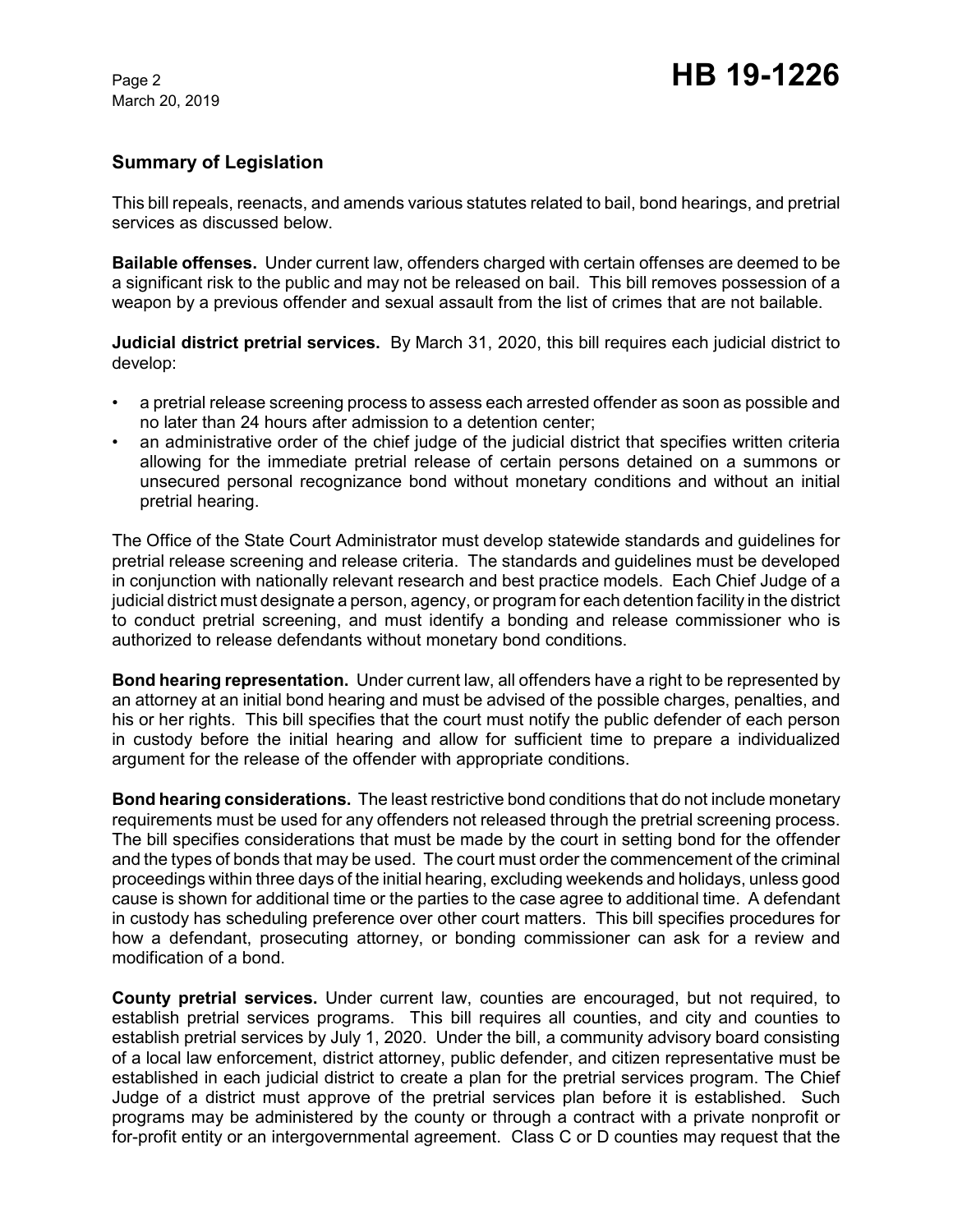## Summary of Legislation

This bill repeals, reenacts, and amends various statutes related to bail, bond hearings, and pretrial services as discussed below.

**Bailable offenses.** Under current law, offenders charged with certain offenses are deemed to be a significant risk to the public and may not be released on bail. This bill removes possession of a weapon by a previous offender and sexual assault from the list of crimes that are not bailable.

**Judicial district pretrial services.** By March 31, 2020, this bill requires each judicial district to develop:

- a pretrial release screening process to assess each arrested offender as soon as possible and no later than 24 hours after admission to a detention center;
- an administrative order of the chief judge of the judicial district that specifies written criteria allowing for the immediate pretrial release of certain persons detained on a summons or unsecured personal recognizance bond without monetary conditions and without an initial pretrial hearing.

The Office of the State Court Administrator must develop statewide standards and guidelines for pretrial release screening and release criteria. The standards and guidelines must be developed in conjunction with nationally relevant research and best practice models. Each Chief Judge of a judicial district must designate a person, agency, or program for each detention facility in the district to conduct pretrial screening, and must identify a bonding and release commissioner who is authorized to release defendants without monetary bond conditions.

**Bond hearing representation.** Under current law, all offenders have a right to be represented by an attorney at an initial bond hearing and must be advised of the possible charges, penalties, and his or her rights. This bill specifies that the court must notify the public defender of each person in custody before the initial hearing and allow for sufficient time to prepare a individualized argument for the release of the offender with appropriate conditions.

**Bond hearing considerations.** The least restrictive bond conditions that do not include monetary requirements must be used for any offenders not released through the pretrial screening process. The bill specifies considerations that must be made by the court in setting bond for the offender and the types of bonds that may be used. The court must order the commencement of the criminal proceedings within three days of the initial hearing, excluding weekends and holidays, unless good cause is shown for additional time or the parties to the case agree to additional time. A defendant in custody has scheduling preference over other court matters. This bill specifies procedures for how a defendant, prosecuting attorney, or bonding commissioner can ask for a review and modification of a bond.

**County pretrial services.** Under current law, counties are encouraged, but not required, to establish pretrial services programs. This bill requires all counties, and city and counties to establish pretrial services by July 1, 2020. Under the bill, a community advisory board consisting of a local law enforcement, district attorney, public defender, and citizen representative must be established in each judicial district to create a plan for the pretrial services program. The Chief Judge of a district must approve of the pretrial services plan before it is established. Such programs may be administered by the county or through a contract with a private nonprofit or for-profit entity or an intergovernmental agreement. Class C or D counties may request that the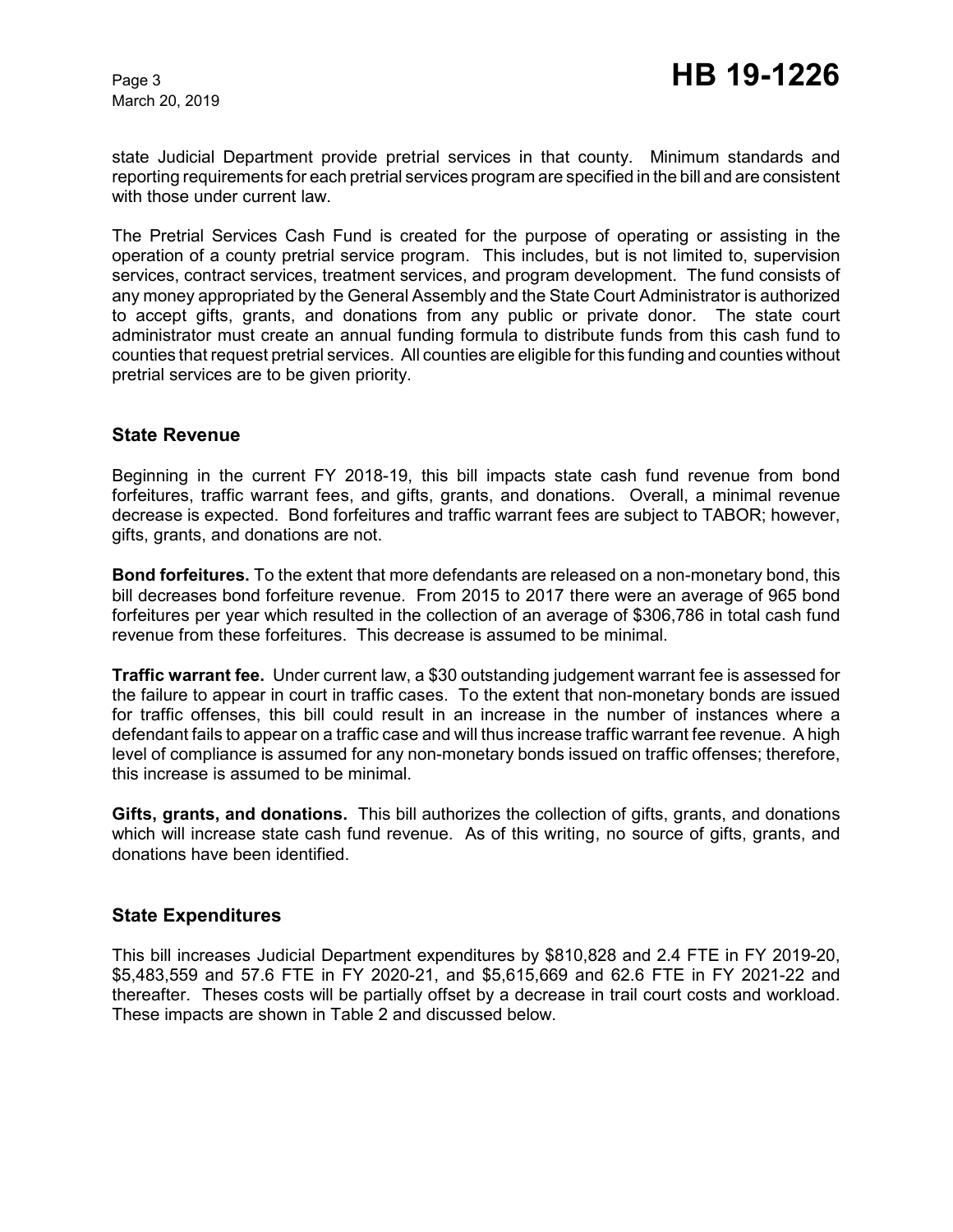state Judicial Department provide pretrial services in that county. Minimum standards and reporting requirements for each pretrial services program are specified in the bill and are consistent with those under current law.

The Pretrial Services Cash Fund is created for the purpose of operating or assisting in the operation of a county pretrial service program. This includes, but is not limited to, supervision services, contract services, treatment services, and program development. The fund consists of any money appropriated by the General Assembly and the State Court Administrator is authorized to accept gifts, grants, and donations from any public or private donor. The state court administrator must create an annual funding formula to distribute funds from this cash fund to counties that request pretrial services. All counties are eligible for this funding and counties without pretrial services are to be given priority.

## State Revenue

Beginning in the current FY 2018-19, this bill impacts state cash fund revenue from bond forfeitures, traffic warrant fees, and gifts, grants, and donations. Overall, a minimal revenue decrease is expected. Bond forfeitures and traffic warrant fees are subject to TABOR; however, gifts, grants, and donations are not.

**Bond forfeitures.** To the extent that more defendants are released on a non-monetary bond, this bill decreases bond forfeiture revenue. From 2015 to 2017 there were an average of 965 bond forfeitures per year which resulted in the collection of an average of $306,786 in total cash fund revenue from these forfeitures. This decrease is assumed to be minimal.

**Traffic warrant fee.** Under current law, a $30 outstanding judgement warrant fee is assessed for the failure to appear in court in traffic cases. To the extent that non-monetary bonds are issued for traffic offenses, this bill could result in an increase in the number of instances where a defendant fails to appear on a traffic case and will thus increase traffic warrant fee revenue. A high level of compliance is assumed for any non-monetary bonds issued on traffic offenses; therefore, this increase is assumed to be minimal.

**Gifts, grants, and donations.** This bill authorizes the collection of gifts, grants, and donations which will increase state cash fund revenue. As of this writing, no source of gifts, grants, and donations have been identified.

## State Expenditures

This bill increases Judicial Department expenditures by $810,828 and 2.4 FTE in FY 2019-20, $5,483,559 and 57.6 FTE in FY 2020-21, and $5,615,669 and 62.6 FTE in FY 2021-22 and thereafter. Theses costs will be partially offset by a decrease in trail court costs and workload. These impacts are shown in Table 2 and discussed below.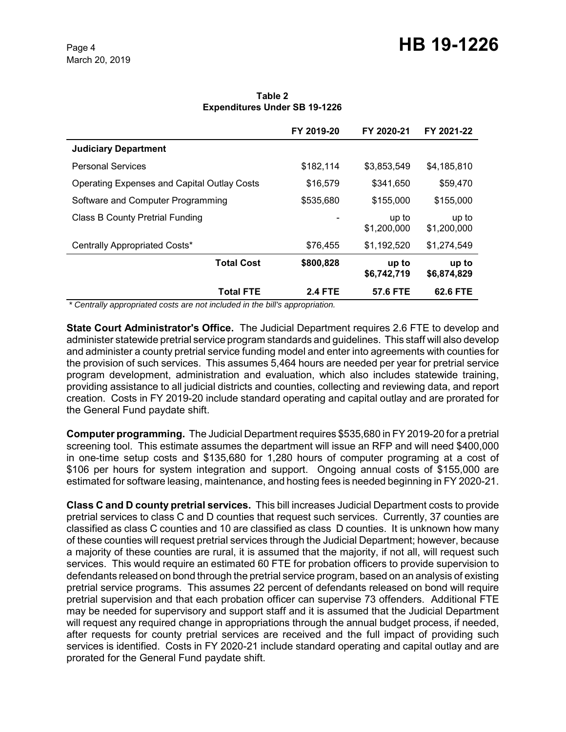**Table 2**
**Expenditures Under SB 19-1226**

| | FY 2019-20 | FY 2020-21 | FY 2021-22 |
|---|---|---|---|
| **Judiciary Department** | | | |
| Personal Services | $182,114 | $3,853,549 | $4,185,810 |
| Operating Expenses and Capital Outlay Costs | $16,579 | $341,650 | $59,470 |
| Software and Computer Programming | $535,680 | $155,000 | $155,000 |
| Class B County Pretrial Funding | - | up to $1,200,000 | up to $1,200,000 |
| Centrally Appropriated Costs* | $76,455 | $1,192,520 | $1,274,549 |
| **Total Cost** | **$800,828** | **up to $6,742,719** | **up to $6,874,829** |
| **Total FTE** | **2.4 FTE** | **57.6 FTE** | **62.6 FTE** |

*\* Centrally appropriated costs are not included in the bill's appropriation.*

**State Court Administrator's Office.** The Judicial Department requires 2.6 FTE to develop and administer statewide pretrial service program standards and guidelines. This staff will also develop and administer a county pretrial service funding model and enter into agreements with counties for the provision of such services. This assumes 5,464 hours are needed per year for pretrial service program development, administration and evaluation, which also includes statewide training, providing assistance to all judicial districts and counties, collecting and reviewing data, and report creation. Costs in FY 2019-20 include standard operating and capital outlay and are prorated for the General Fund paydate shift.

**Computer programming.** The Judicial Department requires $535,680 in FY 2019-20 for a pretrial screening tool. This estimate assumes the department will issue an RFP and will need $400,000 in one-time setup costs and $135,680 for 1,280 hours of computer programing at a cost of $106 per hours for system integration and support. Ongoing annual costs of $155,000 are estimated for software leasing, maintenance, and hosting fees is needed beginning in FY 2020-21.

**Class C and D county pretrial services.** This bill increases Judicial Department costs to provide pretrial services to class C and D counties that request such services. Currently, 37 counties are classified as class C counties and 10 are classified as class D counties. It is unknown how many of these counties will request pretrial services through the Judicial Department; however, because a majority of these counties are rural, it is assumed that the majority, if not all, will request such services. This would require an estimated 60 FTE for probation officers to provide supervision to defendants released on bond through the pretrial service program, based on an analysis of existing pretrial service programs. This assumes 22 percent of defendants released on bond will require pretrial supervision and that each probation officer can supervise 73 offenders. Additional FTE may be needed for supervisory and support staff and it is assumed that the Judicial Department will request any required change in appropriations through the annual budget process, if needed, after requests for county pretrial services are received and the full impact of providing such services is identified. Costs in FY 2020-21 include standard operating and capital outlay and are prorated for the General Fund paydate shift.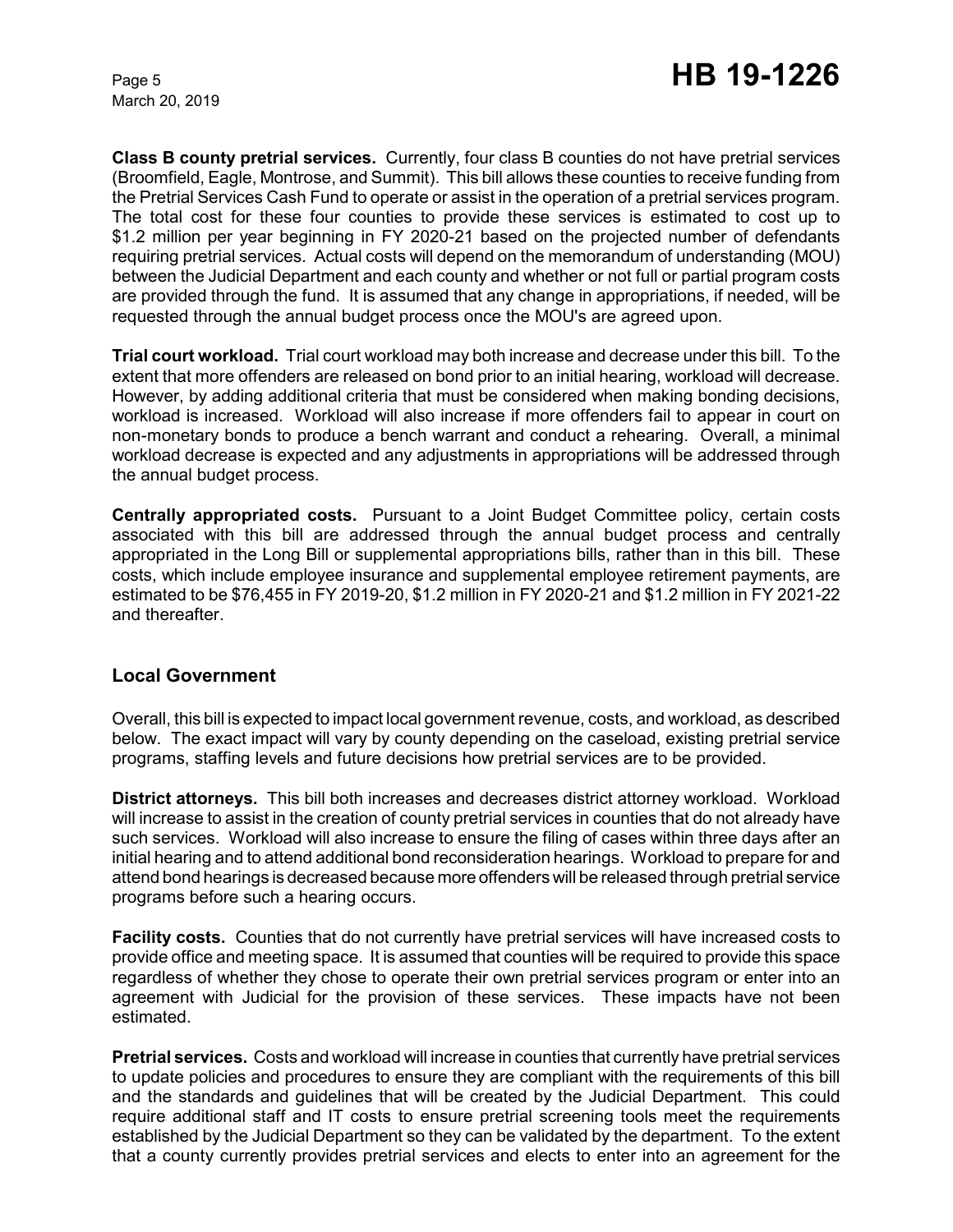**Class B county pretrial services.** Currently, four class B counties do not have pretrial services (Broomfield, Eagle, Montrose, and Summit). This bill allows these counties to receive funding from the Pretrial Services Cash Fund to operate or assist in the operation of a pretrial services program. The total cost for these four counties to provide these services is estimated to cost up to $1.2 million per year beginning in FY 2020-21 based on the projected number of defendants requiring pretrial services. Actual costs will depend on the memorandum of understanding (MOU) between the Judicial Department and each county and whether or not full or partial program costs are provided through the fund. It is assumed that any change in appropriations, if needed, will be requested through the annual budget process once the MOU's are agreed upon.

**Trial court workload.** Trial court workload may both increase and decrease under this bill. To the extent that more offenders are released on bond prior to an initial hearing, workload will decrease. However, by adding additional criteria that must be considered when making bonding decisions, workload is increased. Workload will also increase if more offenders fail to appear in court on non-monetary bonds to produce a bench warrant and conduct a rehearing. Overall, a minimal workload decrease is expected and any adjustments in appropriations will be addressed through the annual budget process.

**Centrally appropriated costs.** Pursuant to a Joint Budget Committee policy, certain costs associated with this bill are addressed through the annual budget process and centrally appropriated in the Long Bill or supplemental appropriations bills, rather than in this bill. These costs, which include employee insurance and supplemental employee retirement payments, are estimated to be $76,455 in FY 2019-20, $1.2 million in FY 2020-21 and $1.2 million in FY 2021-22 and thereafter.

## Local Government

Overall, this bill is expected to impact local government revenue, costs, and workload, as described below. The exact impact will vary by county depending on the caseload, existing pretrial service programs, staffing levels and future decisions how pretrial services are to be provided.

**District attorneys.** This bill both increases and decreases district attorney workload. Workload will increase to assist in the creation of county pretrial services in counties that do not already have such services. Workload will also increase to ensure the filing of cases within three days after an initial hearing and to attend additional bond reconsideration hearings. Workload to prepare for and attend bond hearings is decreased because more offenders will be released through pretrial service programs before such a hearing occurs.

**Facility costs.** Counties that do not currently have pretrial services will have increased costs to provide office and meeting space. It is assumed that counties will be required to provide this space regardless of whether they chose to operate their own pretrial services program or enter into an agreement with Judicial for the provision of these services. These impacts have not been estimated.

**Pretrial services.** Costs and workload will increase in counties that currently have pretrial services to update policies and procedures to ensure they are compliant with the requirements of this bill and the standards and guidelines that will be created by the Judicial Department. This could require additional staff and IT costs to ensure pretrial screening tools meet the requirements established by the Judicial Department so they can be validated by the department. To the extent that a county currently provides pretrial services and elects to enter into an agreement for the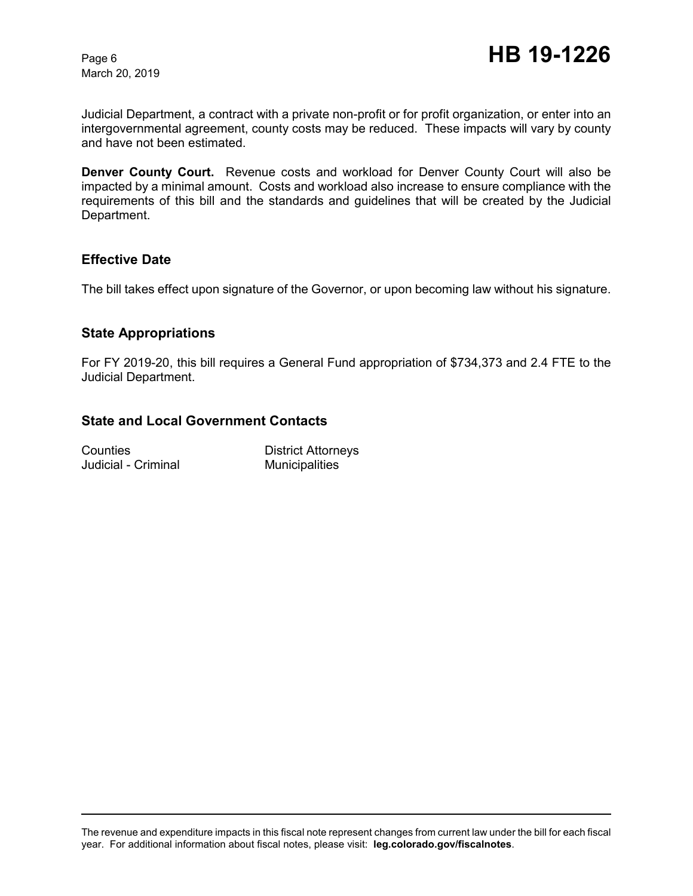Judicial Department, a contract with a private non-profit or for profit organization, or enter into an intergovernmental agreement, county costs may be reduced. These impacts will vary by county and have not been estimated.

**Denver County Court.** Revenue costs and workload for Denver County Court will also be impacted by a minimal amount. Costs and workload also increase to ensure compliance with the requirements of this bill and the standards and guidelines that will be created by the Judicial Department.

## Effective Date

The bill takes effect upon signature of the Governor, or upon becoming law without his signature.

## State Appropriations

For FY 2019-20, this bill requires a General Fund appropriation of $734,373 and 2.4 FTE to the Judicial Department.

## State and Local Government Contacts

| | |
|---|---|
| Counties | District Attorneys |
| Judicial - Criminal | Municipalities |

The revenue and expenditure impacts in this fiscal note represent changes from current law under the bill for each fiscal year. For additional information about fiscal notes, please visit: **leg.colorado.gov/fiscalnotes**.